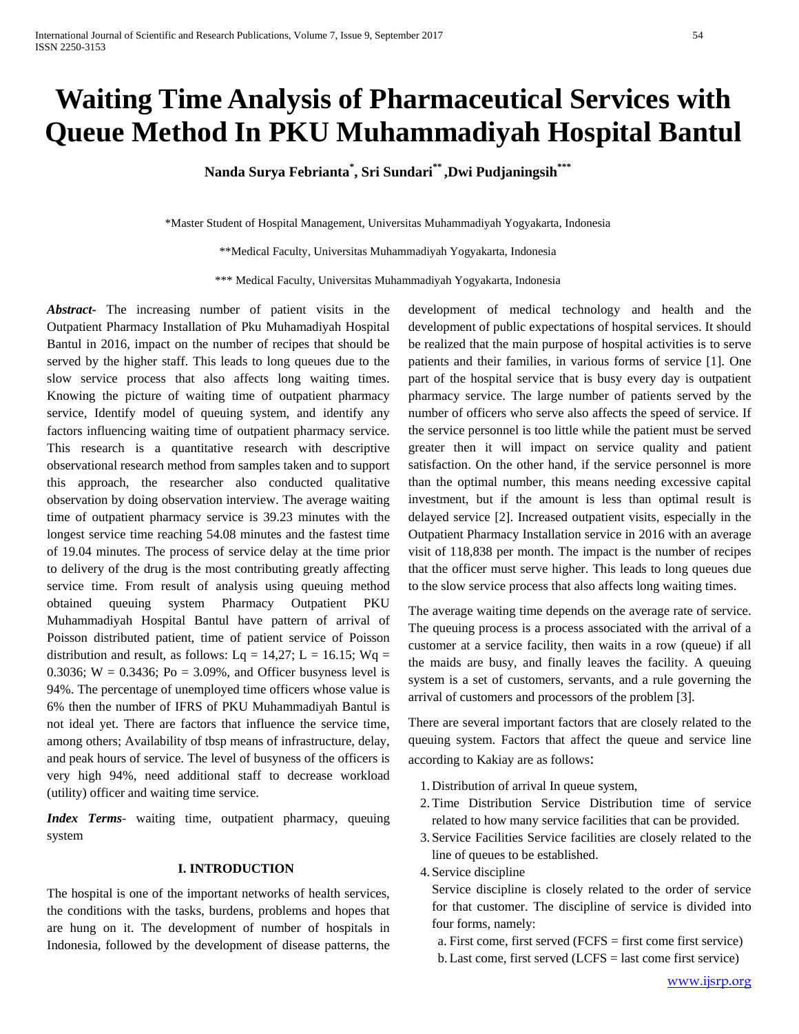# Waiting Time Analysis of Pharmaceutical Services with Queue Method In PKU Muhammadiyah Hospital Bantul

**Nanda Surya Febrianta[*], Sri Sundari[**], Dwi Pudjaningsih[***]**

*Master Student of Hospital Management, Universitas Muhammadiyah Yogyakarta, Indonesia

**Medical Faculty, Universitas Muhammadiyah Yogyakarta, Indonesia

*** Medical Faculty, Universitas Muhammadiyah Yogyakarta, Indonesia

***Abstract***- The increasing number of patient visits in the Outpatient Pharmacy Installation of Pku Muhamadiyah Hospital Bantul in 2016, impact on the number of recipes that should be served by the higher staff. This leads to long queues due to the slow service process that also affects long waiting times. Knowing the picture of waiting time of outpatient pharmacy service, Identify model of queuing system, and identify any factors influencing waiting time of outpatient pharmacy service. This research is a quantitative research with descriptive observational research method from samples taken and to support this approach, the researcher also conducted qualitative observation by doing observation interview. The average waiting time of outpatient pharmacy service is 39.23 minutes with the longest service time reaching 54.08 minutes and the fastest time of 19.04 minutes. The process of service delay at the time prior to delivery of the drug is the most contributing greatly affecting service time. From result of analysis using queuing method obtained queuing system Pharmacy Outpatient PKU Muhammadiyah Hospital Bantul have pattern of arrival of Poisson distributed patient, time of patient service of Poisson distribution and result, as follows: Lq = 14,27; L = 16.15; Wq = 0.3036; W = 0.3436; Po = 3.09%, and Officer busyness level is 94%. The percentage of unemployed time officers whose value is 6% then the number of IFRS of PKU Muhammadiyah Bantul is not ideal yet. There are factors that influence the service time, among others; Availability of tbsp means of infrastructure, delay, and peak hours of service. The level of busyness of the officers is very high 94%, need additional staff to decrease workload (utility) officer and waiting time service.

***Index Terms***- waiting time, outpatient pharmacy, queuing system

## I. INTRODUCTION

The hospital is one of the important networks of health services, the conditions with the tasks, burdens, problems and hopes that are hung on it. The development of number of hospitals in Indonesia, followed by the development of disease patterns, the development of medical technology and health and the development of public expectations of hospital services. It should be realized that the main purpose of hospital activities is to serve patients and their families, in various forms of service [1]. One part of the hospital service that is busy every day is outpatient pharmacy service. The large number of patients served by the number of officers who serve also affects the speed of service. If the service personnel is too little while the patient must be served greater then it will impact on service quality and patient satisfaction. On the other hand, if the service personnel is more than the optimal number, this means needing excessive capital investment, but if the amount is less than optimal result is delayed service [2]. Increased outpatient visits, especially in the Outpatient Pharmacy Installation service in 2016 with an average visit of 118,838 per month. The impact is the number of recipes that the officer must serve higher. This leads to long queues due to the slow service process that also affects long waiting times.

The average waiting time depends on the average rate of service. The queuing process is a process associated with the arrival of a customer at a service facility, then waits in a row (queue) if all the maids are busy, and finally leaves the facility. A queuing system is a set of customers, servants, and a rule governing the arrival of customers and processors of the problem [3].

There are several important factors that are closely related to the queuing system. Factors that affect the queue and service line according to Kakiay are as follows:

1. Distribution of arrival In queue system,
2. Time Distribution Service Distribution time of service related to how many service facilities that can be provided.
3. Service Facilities Service facilities are closely related to the line of queues to be established.
4. Service discipline

   Service discipline is closely related to the order of service for that customer. The discipline of service is divided into four forms, namely:

   a. First come, first served (FCFS = first come first service)
   b. Last come, first served (LCFS = last come first service)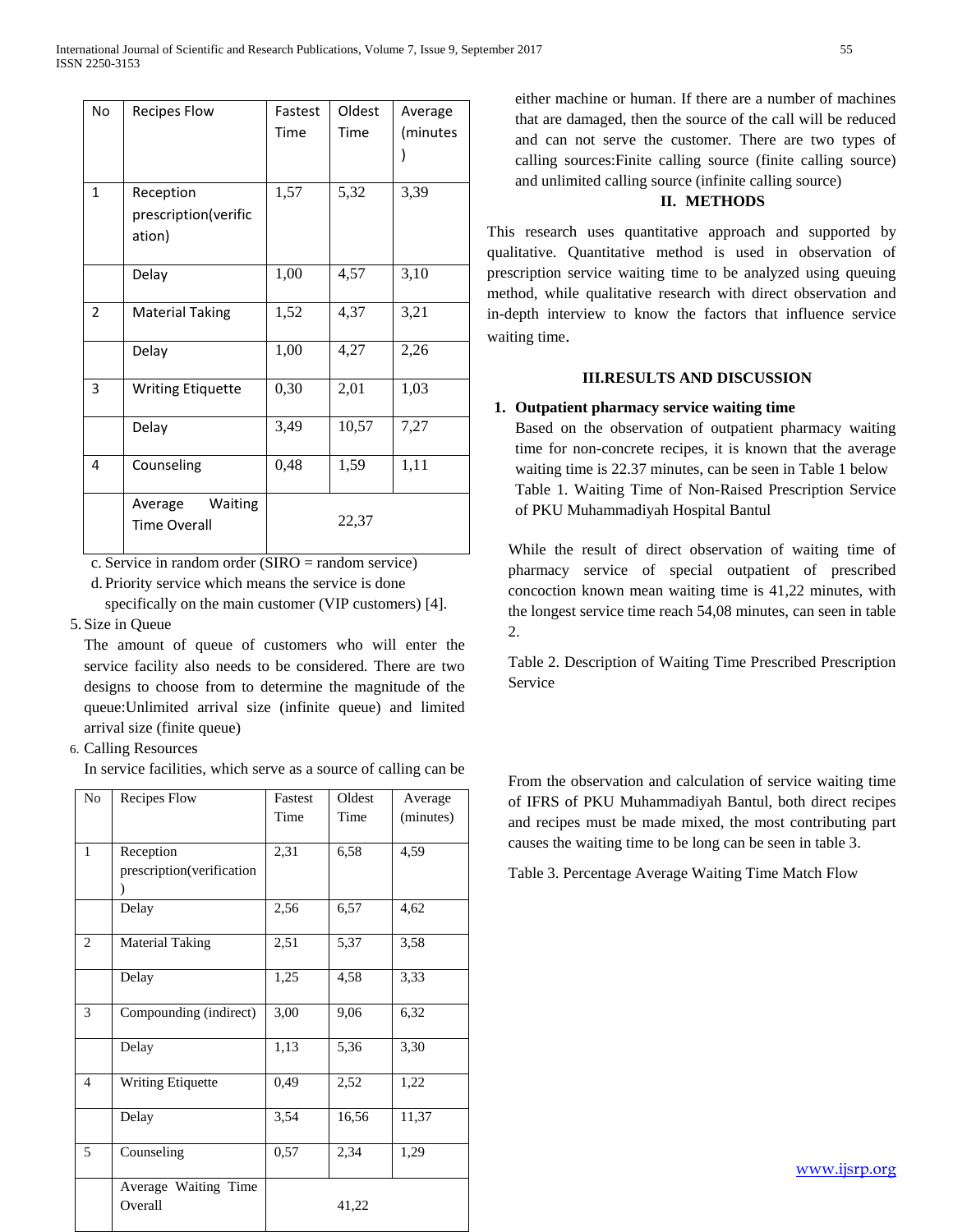| No | Recipes Flow | Fastest Time | Oldest Time | Average (minutes) |
|---|---|---|---|---|
| 1 | Reception prescription(verification) | 1,57 | 5,32 | 3,39 |
| | Delay | 1,00 | 4,57 | 3,10 |
| 2 | Material Taking | 1,52 | 4,37 | 3,21 |
| | Delay | 1,00 | 4,27 | 2,26 |
| 3 | Writing Etiquette | 0,30 | 2,01 | 1,03 |
| | Delay | 3,49 | 10,57 | 7,27 |
| 4 | Counseling | 0,48 | 1,59 | 1,11 |
| | Average Waiting Time Overall | 22,37 | | |

c. Service in random order (SIRO = random service)

d. Priority service which means the service is done specifically on the main customer (VIP customers) [4].

5. Size in Queue

The amount of queue of customers who will enter the service facility also needs to be considered. There are two designs to choose from to determine the magnitude of the queue:Unlimited arrival size (infinite queue) and limited arrival size (finite queue)

6. Calling Resources

In service facilities, which serve as a source of calling can be either machine or human. If there are a number of machines that are damaged, then the source of the call will be reduced and can not serve the customer. There are two types of calling sources:Finite calling source (finite calling source) and unlimited calling source (infinite calling source)

## II. METHODS

This research uses quantitative approach and supported by qualitative. Quantitative method is used in observation of prescription service waiting time to be analyzed using queuing method, while qualitative research with direct observation and in-depth interview to know the factors that influence service waiting time.

## III.RESULTS AND DISCUSSION

**1. Outpatient pharmacy service waiting time**

Based on the observation of outpatient pharmacy waiting time for non-concrete recipes, it is known that the average waiting time is 22.37 minutes, can be seen in Table 1 below

Table 1. Waiting Time of Non-Raised Prescription Service of PKU Muhammadiyah Hospital Bantul

While the result of direct observation of waiting time of pharmacy service of special outpatient of prescribed concoction known mean waiting time is 41,22 minutes, with the longest service time reach 54,08 minutes, can seen in table 2.

Table 2. Description of Waiting Time Prescribed Prescription Service

| No | Recipes Flow | Fastest Time | Oldest Time | Average (minutes) |
|---|---|---|---|---|
| 1 | Reception prescription(verification) | 2,31 | 6,58 | 4,59 |
| | Delay | 2,56 | 6,57 | 4,62 |
| 2 | Material Taking | 2,51 | 5,37 | 3,58 |
| | Delay | 1,25 | 4,58 | 3,33 |
| 3 | Compounding (indirect) | 3,00 | 9,06 | 6,32 |
| | Delay | 1,13 | 5,36 | 3,30 |
| 4 | Writing Etiquette | 0,49 | 2,52 | 1,22 |
| | Delay | 3,54 | 16,56 | 11,37 |
| 5 | Counseling | 0,57 | 2,34 | 1,29 |
| | Average Waiting Time Overall | 41,22 | | |

From the observation and calculation of service waiting time of IFRS of PKU Muhammadiyah Bantul, both direct recipes and recipes must be made mixed, the most contributing part causes the waiting time to be long can be seen in table 3.

Table 3. Percentage Average Waiting Time Match Flow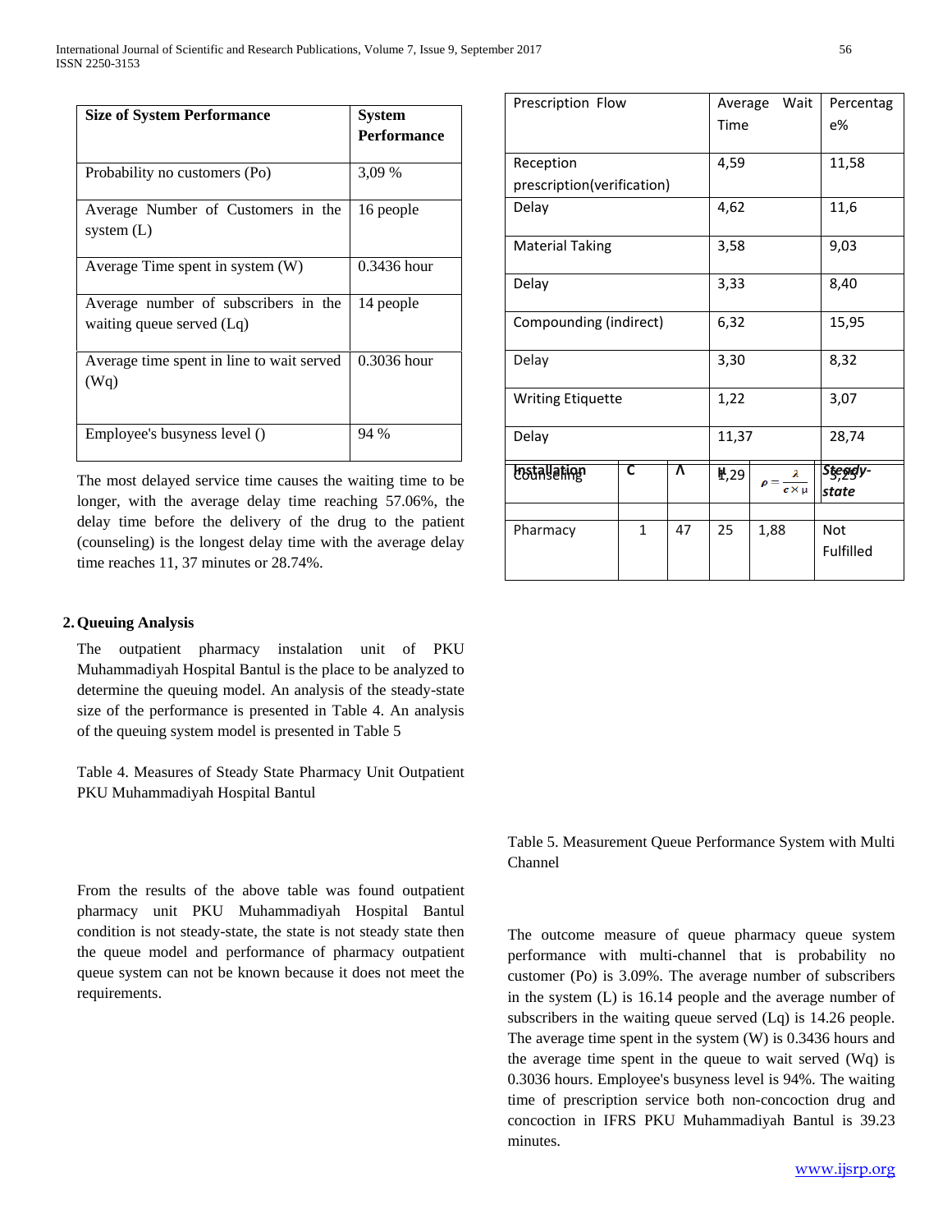| Size of System Performance | System Performance |
|---|---|
| Probability no customers (Po) | 3,09 % |
| Average Number of Customers in the system (L) | 16 people |
| Average Time spent in system (W) | 0.3436 hour |
| Average number of subscribers in the waiting queue served (Lq) | 14 people |
| Average time spent in line to wait served (Wq) | 0.3036 hour |
| Employee's busyness level () | 94 % |

The most delayed service time causes the waiting time to be longer, with the average delay time reaching 57.06%, the delay time before the delivery of the drug to the patient (counseling) is the longest delay time with the average delay time reaches 11, 37 minutes or 28.74%.

## 2. Queuing Analysis

The outpatient pharmacy instalation unit of PKU Muhammadiyah Hospital Bantul is the place to be analyzed to determine the queuing model. An analysis of the steady-state size of the performance is presented in Table 4. An analysis of the queuing system model is presented in Table 5

Table 4. Measures of Steady State Pharmacy Unit Outpatient PKU Muhammadiyah Hospital Bantul

| Installation | C | Λ | μ | $\rho = \frac{\lambda}{c \times \mu}$ | Steady-state |
|---|---|---|---|---|---|
| Pharmacy | 1 | 47 | 25 | 1,88 | Not Fulfilled |

From the results of the above table was found outpatient pharmacy unit PKU Muhammadiyah Hospital Bantul condition is not steady-state, the state is not steady state then the queue model and performance of pharmacy outpatient queue system can not be known because it does not meet the requirements.

| Prescription Flow | Average Wait Time | Percentage% |
|---|---|---|
| Reception prescription(verification) | 4,59 | 11,58 |
| Delay | 4,62 | 11,6 |
| Material Taking | 3,58 | 9,03 |
| Delay | 3,33 | 8,40 |
| Compounding (indirect) | 6,32 | 15,95 |
| Delay | 3,30 | 8,32 |
| Writing Etiquette | 1,22 | 3,07 |
| Delay | 11,37 | 28,74 |
| Counseling | 1,29 | 3,25 |

Table 5. Measurement Queue Performance System with Multi Channel

The outcome measure of queue pharmacy queue system performance with multi-channel that is probability no customer (Po) is 3.09%. The average number of subscribers in the system (L) is 16.14 people and the average number of subscribers in the waiting queue served (Lq) is 14.26 people. The average time spent in the system (W) is 0.3436 hours and the average time spent in the queue to wait served (Wq) is 0.3036 hours. Employee's busyness level is 94%. The waiting time of prescription service both non-concoction drug and concoction in IFRS PKU Muhammadiyah Bantul is 39.23 minutes.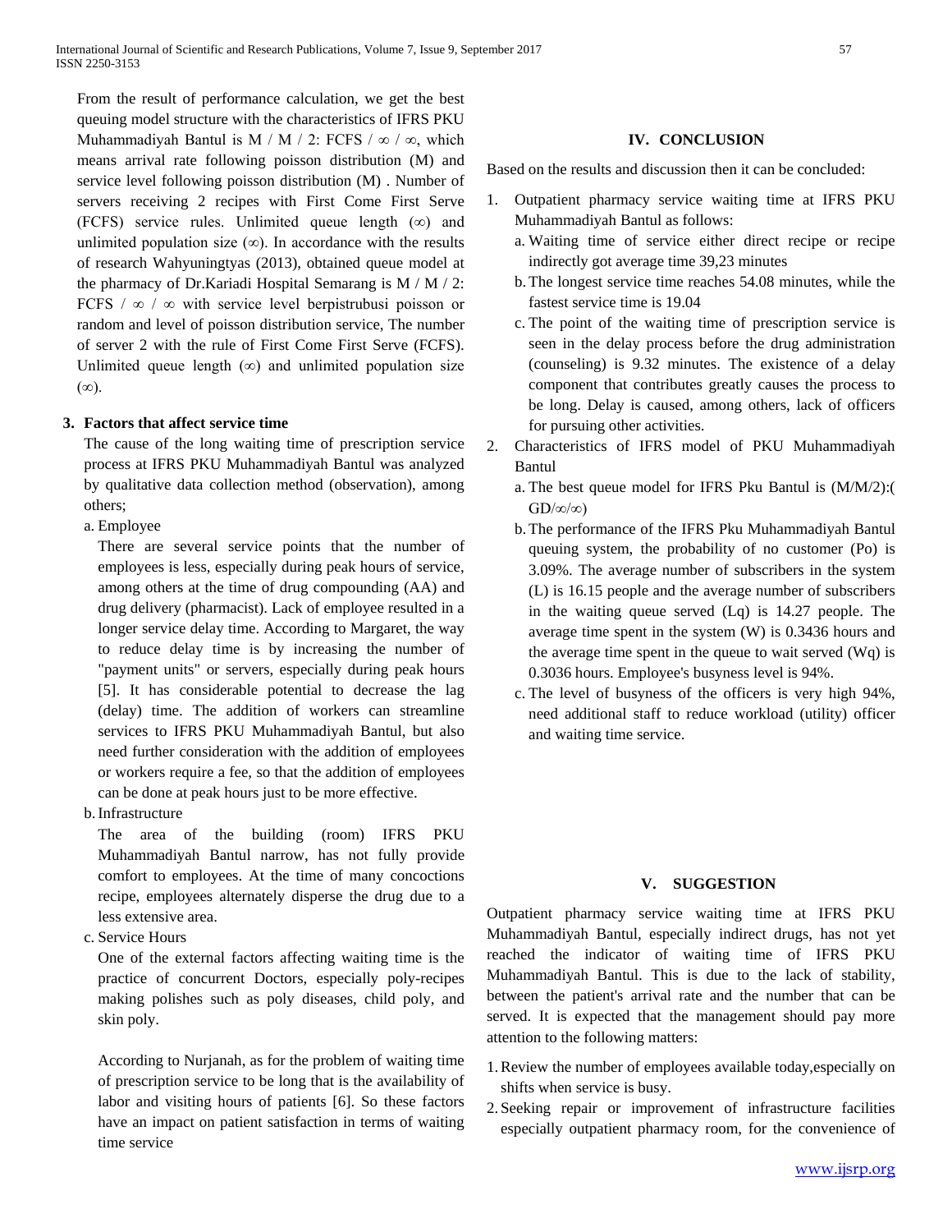From the result of performance calculation, we get the best queuing model structure with the characteristics of IFRS PKU Muhammadiyah Bantul is M / M / 2: FCFS / ∞ / ∞, which means arrival rate following poisson distribution (M) and service level following poisson distribution (M) . Number of servers receiving 2 recipes with First Come First Serve (FCFS) service rules. Unlimited queue length (∞) and unlimited population size (∞). In accordance with the results of research Wahyuningtyas (2013), obtained queue model at the pharmacy of Dr.Kariadi Hospital Semarang is M / M / 2: FCFS / ∞ / ∞ with service level berpistrubusi poisson or random and level of poisson distribution service, The number of server 2 with the rule of First Come First Serve (FCFS). Unlimited queue length (∞) and unlimited population size (∞).

**3. Factors that affect service time**

The cause of the long waiting time of prescription service process at IFRS PKU Muhammadiyah Bantul was analyzed by qualitative data collection method (observation), among others;

a. Employee

There are several service points that the number of employees is less, especially during peak hours of service, among others at the time of drug compounding (AA) and drug delivery (pharmacist). Lack of employee resulted in a longer service delay time. According to Margaret, the way to reduce delay time is by increasing the number of "payment units" or servers, especially during peak hours [5]. It has considerable potential to decrease the lag (delay) time. The addition of workers can streamline services to IFRS PKU Muhammadiyah Bantul, but also need further consideration with the addition of employees or workers require a fee, so that the addition of employees can be done at peak hours just to be more effective.

b. Infrastructure

The area of the building (room) IFRS PKU Muhammadiyah Bantul narrow, has not fully provide comfort to employees. At the time of many concoctions recipe, employees alternately disperse the drug due to a less extensive area.

c. Service Hours

One of the external factors affecting waiting time is the practice of concurrent Doctors, especially poly-recipes making polishes such as poly diseases, child poly, and skin poly.

According to Nurjanah, as for the problem of waiting time of prescription service to be long that is the availability of labor and visiting hours of patients [6]. So these factors have an impact on patient satisfaction in terms of waiting time service

## IV. CONCLUSION

Based on the results and discussion then it can be concluded:

1. Outpatient pharmacy service waiting time at IFRS PKU Muhammadiyah Bantul as follows:
   a. Waiting time of service either direct recipe or recipe indirectly got average time 39,23 minutes
   b. The longest service time reaches 54.08 minutes, while the fastest service time is 19.04
   c. The point of the waiting time of prescription service is seen in the delay process before the drug administration (counseling) is 9.32 minutes. The existence of a delay component that contributes greatly causes the process to be long. Delay is caused, among others, lack of officers for pursuing other activities.
2. Characteristics of IFRS model of PKU Muhammadiyah Bantul
   a. The best queue model for IFRS Pku Bantul is (M/M/2):( GD/∞/∞)
   b. The performance of the IFRS Pku Muhammadiyah Bantul queuing system, the probability of no customer (Po) is 3.09%. The average number of subscribers in the system (L) is 16.15 people and the average number of subscribers in the waiting queue served (Lq) is 14.27 people. The average time spent in the system (W) is 0.3436 hours and the average time spent in the queue to wait served (Wq) is 0.3036 hours. Employee's busyness level is 94%.
   c. The level of busyness of the officers is very high 94%, need additional staff to reduce workload (utility) officer and waiting time service.

## V. SUGGESTION

Outpatient pharmacy service waiting time at IFRS PKU Muhammadiyah Bantul, especially indirect drugs, has not yet reached the indicator of waiting time of IFRS PKU Muhammadiyah Bantul. This is due to the lack of stability, between the patient's arrival rate and the number that can be served. It is expected that the management should pay more attention to the following matters:

1. Review the number of employees available today,especially on shifts when service is busy.
2. Seeking repair or improvement of infrastructure facilities especially outpatient pharmacy room, for the convenience of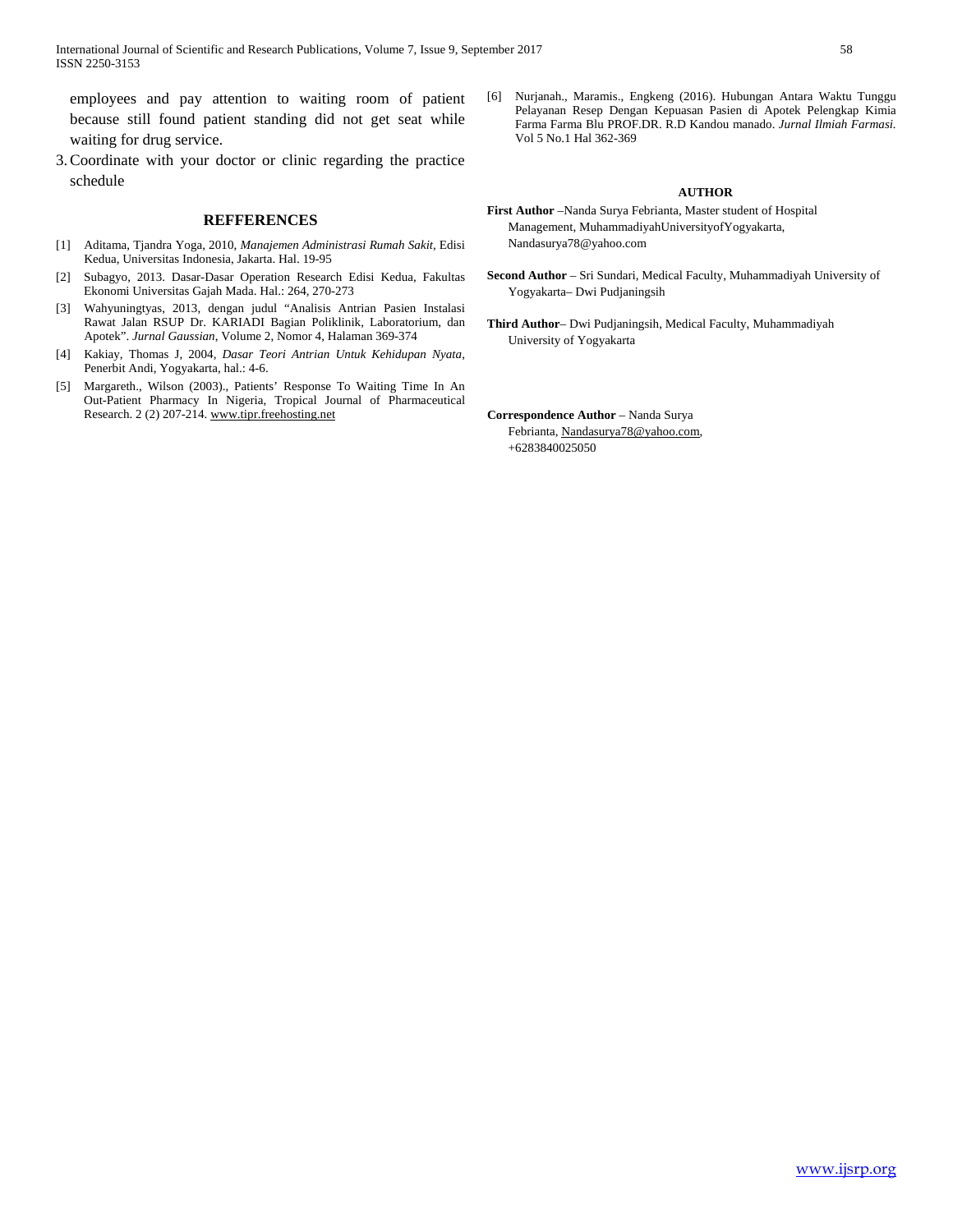employees and pay attention to waiting room of patient because still found patient standing did not get seat while waiting for drug service.

3. Coordinate with your doctor or clinic regarding the practice schedule

## REFFERENCES

[1] Aditama, Tjandra Yoga, 2010, *Manajemen Administrasi Rumah Sakit*, Edisi Kedua, Universitas Indonesia, Jakarta. Hal. 19-95

[2] Subagyo, 2013. Dasar-Dasar Operation Research Edisi Kedua, Fakultas Ekonomi Universitas Gajah Mada. Hal.: 264, 270-273

[3] Wahyuningtyas, 2013, dengan judul "Analisis Antrian Pasien Instalasi Rawat Jalan RSUP Dr. KARIADI Bagian Poliklinik, Laboratorium, dan Apotek". *Jurnal Gaussian*, Volume 2, Nomor 4, Halaman 369-374

[4] Kakiay, Thomas J, 2004, *Dasar Teori Antrian Untuk Kehidupan Nyata*, Penerbit Andi, Yogyakarta, hal.: 4-6.

[5] Margareth., Wilson (2003)., Patients' Response To Waiting Time In An Out-Patient Pharmacy In Nigeria, Tropical Journal of Pharmaceutical Research. 2 (2) 207-214. www.tipr.freehosting.net

[6] Nurjanah., Maramis., Engkeng (2016). Hubungan Antara Waktu Tunggu Pelayanan Resep Dengan Kepuasan Pasien di Apotek Pelengkap Kimia Farma Farma Blu PROF.DR. R.D Kandou manado. *Jurnal Ilmiah Farmasi.* Vol 5 No.1 Hal 362-369

## AUTHOR

**First Author** –Nanda Surya Febrianta, Master student of Hospital Management, MuhammadiyahUniversityofYogyakarta, Nandasurya78@yahoo.com

**Second Author** – Sri Sundari, Medical Faculty, Muhammadiyah University of Yogyakarta– Dwi Pudjaningsih

**Third Author**– Dwi Pudjaningsih, Medical Faculty, Muhammadiyah University of Yogyakarta

**Correspondence Author** – Nanda Surya Febrianta, Nandasurya78@yahoo.com, +6283840025050